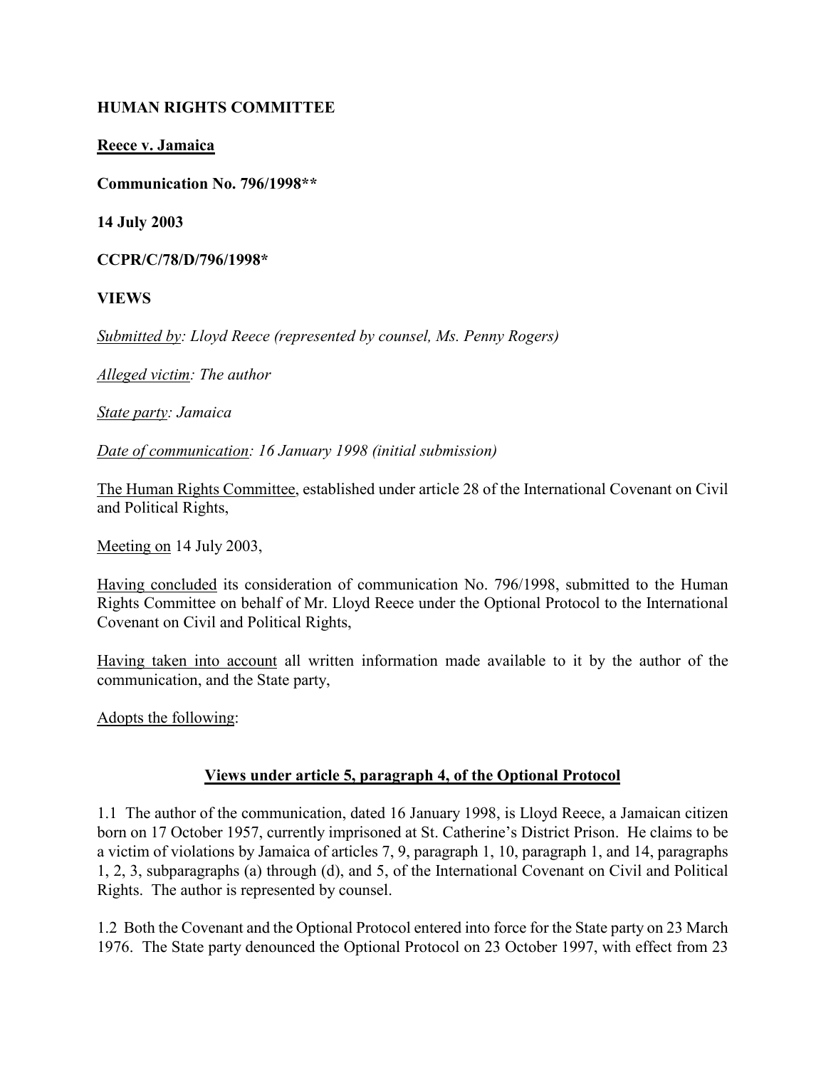**HUMAN RIGHTS COMMITTEE**

**Reece v. Jamaica**

**Communication No. 796/1998****

**14 July 2003**

**CCPR/C/78/D/796/1998***

**VIEWS**

*Submitted by: Lloyd Reece (represented by counsel, Ms. Penny Rogers)*

*Alleged victim: The author*

*State party: Jamaica*

*Date of communication: 16 January 1998 (initial submission)*

The Human Rights Committee, established under article 28 of the International Covenant on Civil and Political Rights,

Meeting on 14 July 2003,

Having concluded its consideration of communication No. 796/1998, submitted to the Human Rights Committee on behalf of Mr. Lloyd Reece under the Optional Protocol to the International Covenant on Civil and Political Rights,

Having taken into account all written information made available to it by the author of the communication, and the State party,

Adopts the following:

## Views under article 5, paragraph 4, of the Optional Protocol

1.1 The author of the communication, dated 16 January 1998, is Lloyd Reece, a Jamaican citizen born on 17 October 1957, currently imprisoned at St. Catherine's District Prison. He claims to be a victim of violations by Jamaica of articles 7, 9, paragraph 1, 10, paragraph 1, and 14, paragraphs 1, 2, 3, subparagraphs (a) through (d), and 5, of the International Covenant on Civil and Political Rights. The author is represented by counsel.

1.2 Both the Covenant and the Optional Protocol entered into force for the State party on 23 March 1976. The State party denounced the Optional Protocol on 23 October 1997, with effect from 23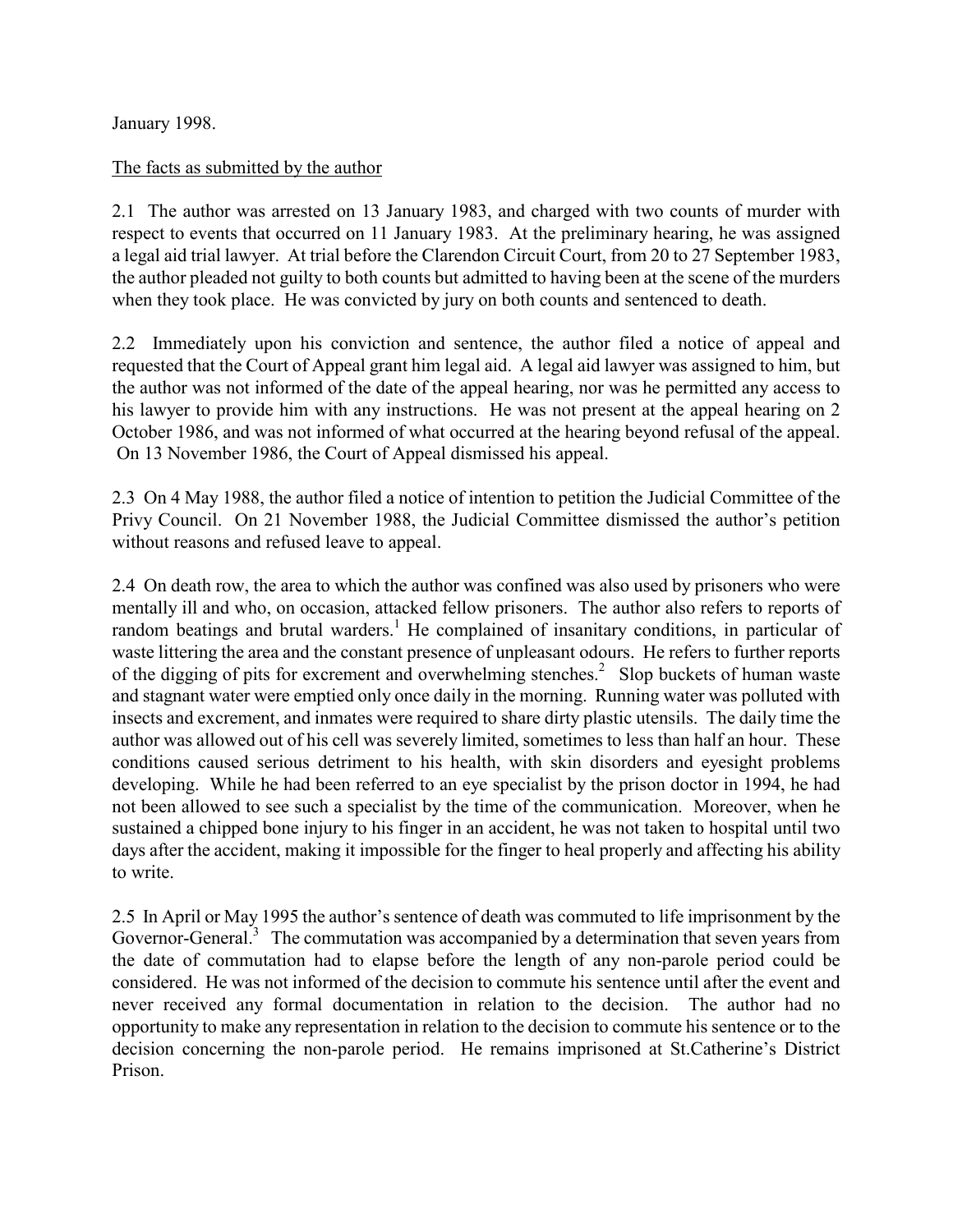January 1998.

The facts as submitted by the author

2.1 The author was arrested on 13 January 1983, and charged with two counts of murder with respect to events that occurred on 11 January 1983. At the preliminary hearing, he was assigned a legal aid trial lawyer. At trial before the Clarendon Circuit Court, from 20 to 27 September 1983, the author pleaded not guilty to both counts but admitted to having been at the scene of the murders when they took place. He was convicted by jury on both counts and sentenced to death.

2.2 Immediately upon his conviction and sentence, the author filed a notice of appeal and requested that the Court of Appeal grant him legal aid. A legal aid lawyer was assigned to him, but the author was not informed of the date of the appeal hearing, nor was he permitted any access to his lawyer to provide him with any instructions. He was not present at the appeal hearing on 2 October 1986, and was not informed of what occurred at the hearing beyond refusal of the appeal. On 13 November 1986, the Court of Appeal dismissed his appeal.

2.3 On 4 May 1988, the author filed a notice of intention to petition the Judicial Committee of the Privy Council. On 21 November 1988, the Judicial Committee dismissed the author's petition without reasons and refused leave to appeal.

2.4 On death row, the area to which the author was confined was also used by prisoners who were mentally ill and who, on occasion, attacked fellow prisoners. The author also refers to reports of random beatings and brutal warders.[1] He complained of insanitary conditions, in particular of waste littering the area and the constant presence of unpleasant odours. He refers to further reports of the digging of pits for excrement and overwhelming stenches.[2] Slop buckets of human waste and stagnant water were emptied only once daily in the morning. Running water was polluted with insects and excrement, and inmates were required to share dirty plastic utensils. The daily time the author was allowed out of his cell was severely limited, sometimes to less than half an hour. These conditions caused serious detriment to his health, with skin disorders and eyesight problems developing. While he had been referred to an eye specialist by the prison doctor in 1994, he had not been allowed to see such a specialist by the time of the communication. Moreover, when he sustained a chipped bone injury to his finger in an accident, he was not taken to hospital until two days after the accident, making it impossible for the finger to heal properly and affecting his ability to write.

2.5 In April or May 1995 the author's sentence of death was commuted to life imprisonment by the Governor-General.[3] The commutation was accompanied by a determination that seven years from the date of commutation had to elapse before the length of any non-parole period could be considered. He was not informed of the decision to commute his sentence until after the event and never received any formal documentation in relation to the decision. The author had no opportunity to make any representation in relation to the decision to commute his sentence or to the decision concerning the non-parole period. He remains imprisoned at St.Catherine's District Prison.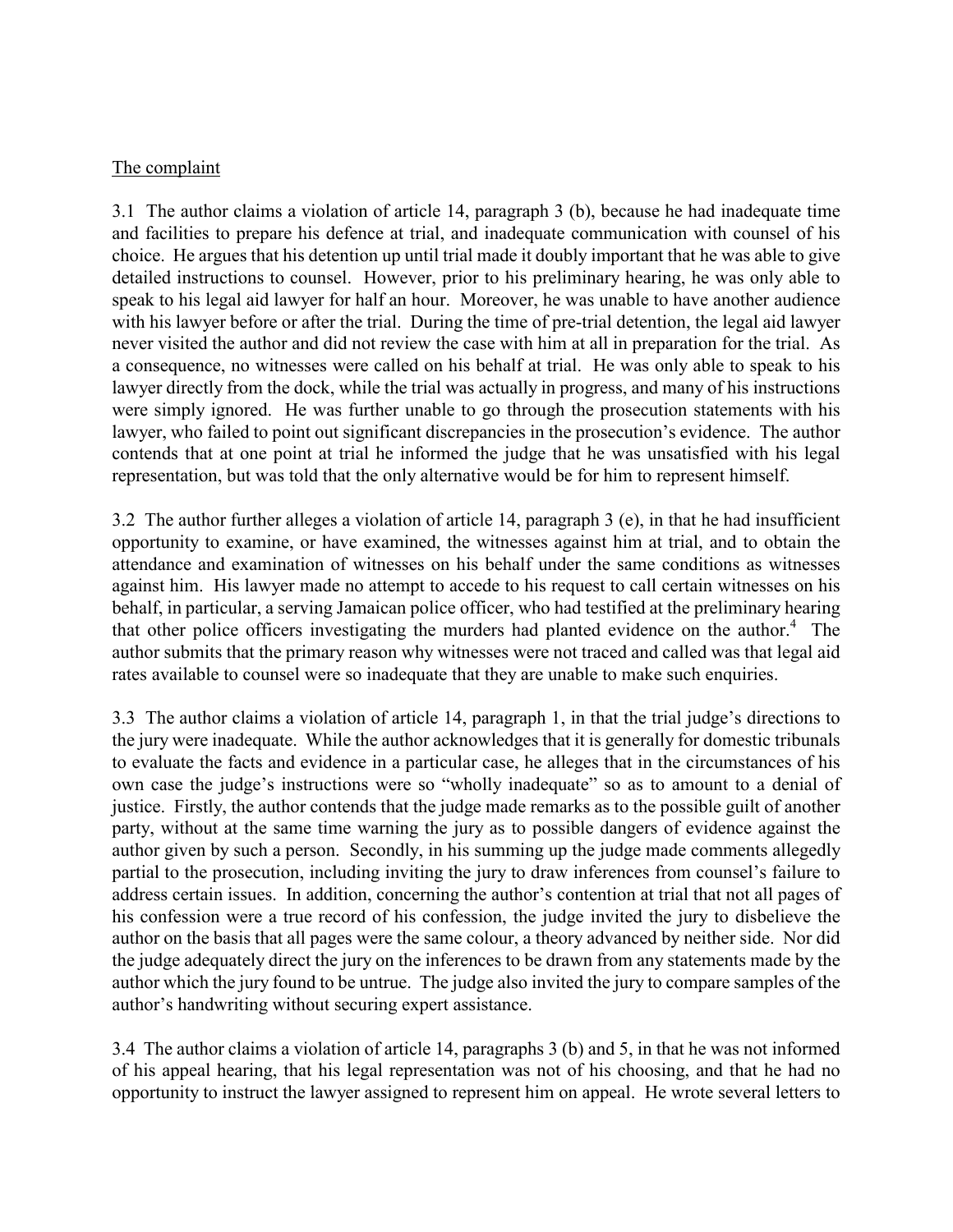The complaint

3.1 The author claims a violation of article 14, paragraph 3 (b), because he had inadequate time and facilities to prepare his defence at trial, and inadequate communication with counsel of his choice. He argues that his detention up until trial made it doubly important that he was able to give detailed instructions to counsel. However, prior to his preliminary hearing, he was only able to speak to his legal aid lawyer for half an hour. Moreover, he was unable to have another audience with his lawyer before or after the trial. During the time of pre-trial detention, the legal aid lawyer never visited the author and did not review the case with him at all in preparation for the trial. As a consequence, no witnesses were called on his behalf at trial. He was only able to speak to his lawyer directly from the dock, while the trial was actually in progress, and many of his instructions were simply ignored. He was further unable to go through the prosecution statements with his lawyer, who failed to point out significant discrepancies in the prosecution's evidence. The author contends that at one point at trial he informed the judge that he was unsatisfied with his legal representation, but was told that the only alternative would be for him to represent himself.

3.2 The author further alleges a violation of article 14, paragraph 3 (e), in that he had insufficient opportunity to examine, or have examined, the witnesses against him at trial, and to obtain the attendance and examination of witnesses on his behalf under the same conditions as witnesses against him. His lawyer made no attempt to accede to his request to call certain witnesses on his behalf, in particular, a serving Jamaican police officer, who had testified at the preliminary hearing that other police officers investigating the murders had planted evidence on the author.[4] The author submits that the primary reason why witnesses were not traced and called was that legal aid rates available to counsel were so inadequate that they are unable to make such enquiries.

3.3 The author claims a violation of article 14, paragraph 1, in that the trial judge's directions to the jury were inadequate. While the author acknowledges that it is generally for domestic tribunals to evaluate the facts and evidence in a particular case, he alleges that in the circumstances of his own case the judge's instructions were so "wholly inadequate" so as to amount to a denial of justice. Firstly, the author contends that the judge made remarks as to the possible guilt of another party, without at the same time warning the jury as to possible dangers of evidence against the author given by such a person. Secondly, in his summing up the judge made comments allegedly partial to the prosecution, including inviting the jury to draw inferences from counsel's failure to address certain issues. In addition, concerning the author's contention at trial that not all pages of his confession were a true record of his confession, the judge invited the jury to disbelieve the author on the basis that all pages were the same colour, a theory advanced by neither side. Nor did the judge adequately direct the jury on the inferences to be drawn from any statements made by the author which the jury found to be untrue. The judge also invited the jury to compare samples of the author's handwriting without securing expert assistance.

3.4 The author claims a violation of article 14, paragraphs 3 (b) and 5, in that he was not informed of his appeal hearing, that his legal representation was not of his choosing, and that he had no opportunity to instruct the lawyer assigned to represent him on appeal. He wrote several letters to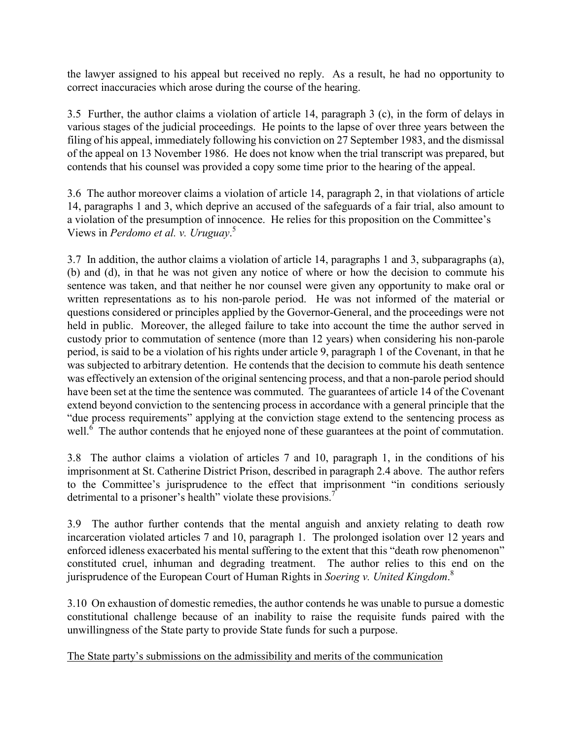the lawyer assigned to his appeal but received no reply. As a result, he had no opportunity to correct inaccuracies which arose during the course of the hearing.

3.5 Further, the author claims a violation of article 14, paragraph 3 (c), in the form of delays in various stages of the judicial proceedings. He points to the lapse of over three years between the filing of his appeal, immediately following his conviction on 27 September 1983, and the dismissal of the appeal on 13 November 1986. He does not know when the trial transcript was prepared, but contends that his counsel was provided a copy some time prior to the hearing of the appeal.

3.6 The author moreover claims a violation of article 14, paragraph 2, in that violations of article 14, paragraphs 1 and 3, which deprive an accused of the safeguards of a fair trial, also amount to a violation of the presumption of innocence. He relies for this proposition on the Committee's Views in *Perdomo et al. v. Uruguay*.[5]

3.7 In addition, the author claims a violation of article 14, paragraphs 1 and 3, subparagraphs (a), (b) and (d), in that he was not given any notice of where or how the decision to commute his sentence was taken, and that neither he nor counsel were given any opportunity to make oral or written representations as to his non-parole period. He was not informed of the material or questions considered or principles applied by the Governor-General, and the proceedings were not held in public. Moreover, the alleged failure to take into account the time the author served in custody prior to commutation of sentence (more than 12 years) when considering his non-parole period, is said to be a violation of his rights under article 9, paragraph 1 of the Covenant, in that he was subjected to arbitrary detention. He contends that the decision to commute his death sentence was effectively an extension of the original sentencing process, and that a non-parole period should have been set at the time the sentence was commuted. The guarantees of article 14 of the Covenant extend beyond conviction to the sentencing process in accordance with a general principle that the "due process requirements" applying at the conviction stage extend to the sentencing process as well.[6] The author contends that he enjoyed none of these guarantees at the point of commutation.

3.8 The author claims a violation of articles 7 and 10, paragraph 1, in the conditions of his imprisonment at St. Catherine District Prison, described in paragraph 2.4 above. The author refers to the Committee's jurisprudence to the effect that imprisonment "in conditions seriously detrimental to a prisoner's health" violate these provisions.[7]

3.9 The author further contends that the mental anguish and anxiety relating to death row incarceration violated articles 7 and 10, paragraph 1. The prolonged isolation over 12 years and enforced idleness exacerbated his mental suffering to the extent that this "death row phenomenon" constituted cruel, inhuman and degrading treatment. The author relies to this end on the jurisprudence of the European Court of Human Rights in *Soering v. United Kingdom*.[8]

3.10 On exhaustion of domestic remedies, the author contends he was unable to pursue a domestic constitutional challenge because of an inability to raise the requisite funds paired with the unwillingness of the State party to provide State funds for such a purpose.

<u>The State party's submissions on the admissibility and merits of the communication</u>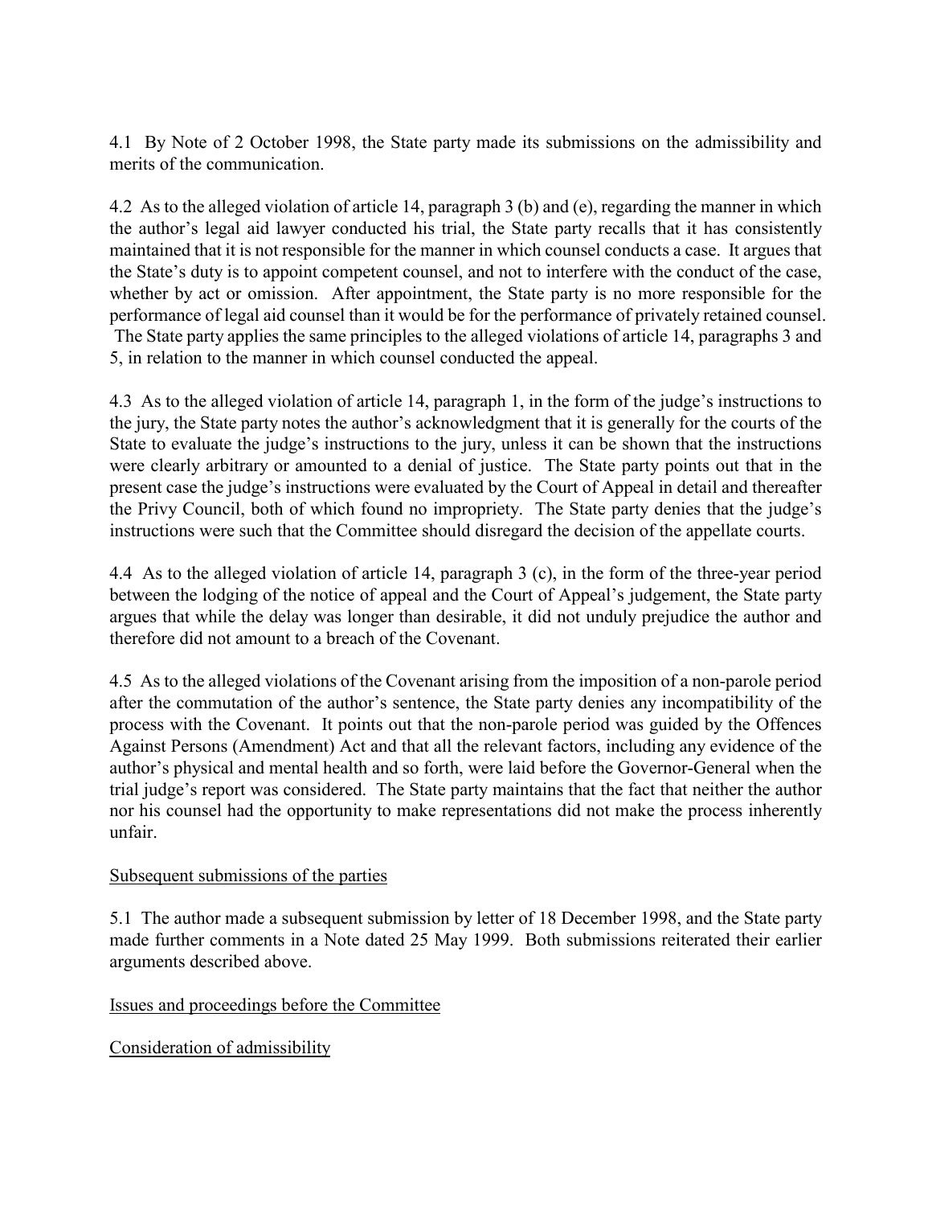4.1 By Note of 2 October 1998, the State party made its submissions on the admissibility and merits of the communication.

4.2 As to the alleged violation of article 14, paragraph 3 (b) and (e), regarding the manner in which the author's legal aid lawyer conducted his trial, the State party recalls that it has consistently maintained that it is not responsible for the manner in which counsel conducts a case. It argues that the State's duty is to appoint competent counsel, and not to interfere with the conduct of the case, whether by act or omission. After appointment, the State party is no more responsible for the performance of legal aid counsel than it would be for the performance of privately retained counsel. The State party applies the same principles to the alleged violations of article 14, paragraphs 3 and 5, in relation to the manner in which counsel conducted the appeal.

4.3 As to the alleged violation of article 14, paragraph 1, in the form of the judge's instructions to the jury, the State party notes the author's acknowledgment that it is generally for the courts of the State to evaluate the judge's instructions to the jury, unless it can be shown that the instructions were clearly arbitrary or amounted to a denial of justice. The State party points out that in the present case the judge's instructions were evaluated by the Court of Appeal in detail and thereafter the Privy Council, both of which found no impropriety. The State party denies that the judge's instructions were such that the Committee should disregard the decision of the appellate courts.

4.4 As to the alleged violation of article 14, paragraph 3 (c), in the form of the three-year period between the lodging of the notice of appeal and the Court of Appeal's judgement, the State party argues that while the delay was longer than desirable, it did not unduly prejudice the author and therefore did not amount to a breach of the Covenant.

4.5 As to the alleged violations of the Covenant arising from the imposition of a non-parole period after the commutation of the author's sentence, the State party denies any incompatibility of the process with the Covenant. It points out that the non-parole period was guided by the Offences Against Persons (Amendment) Act and that all the relevant factors, including any evidence of the author's physical and mental health and so forth, were laid before the Governor-General when the trial judge's report was considered. The State party maintains that the fact that neither the author nor his counsel had the opportunity to make representations did not make the process inherently unfair.

Subsequent submissions of the parties

5.1 The author made a subsequent submission by letter of 18 December 1998, and the State party made further comments in a Note dated 25 May 1999. Both submissions reiterated their earlier arguments described above.

Issues and proceedings before the Committee

Consideration of admissibility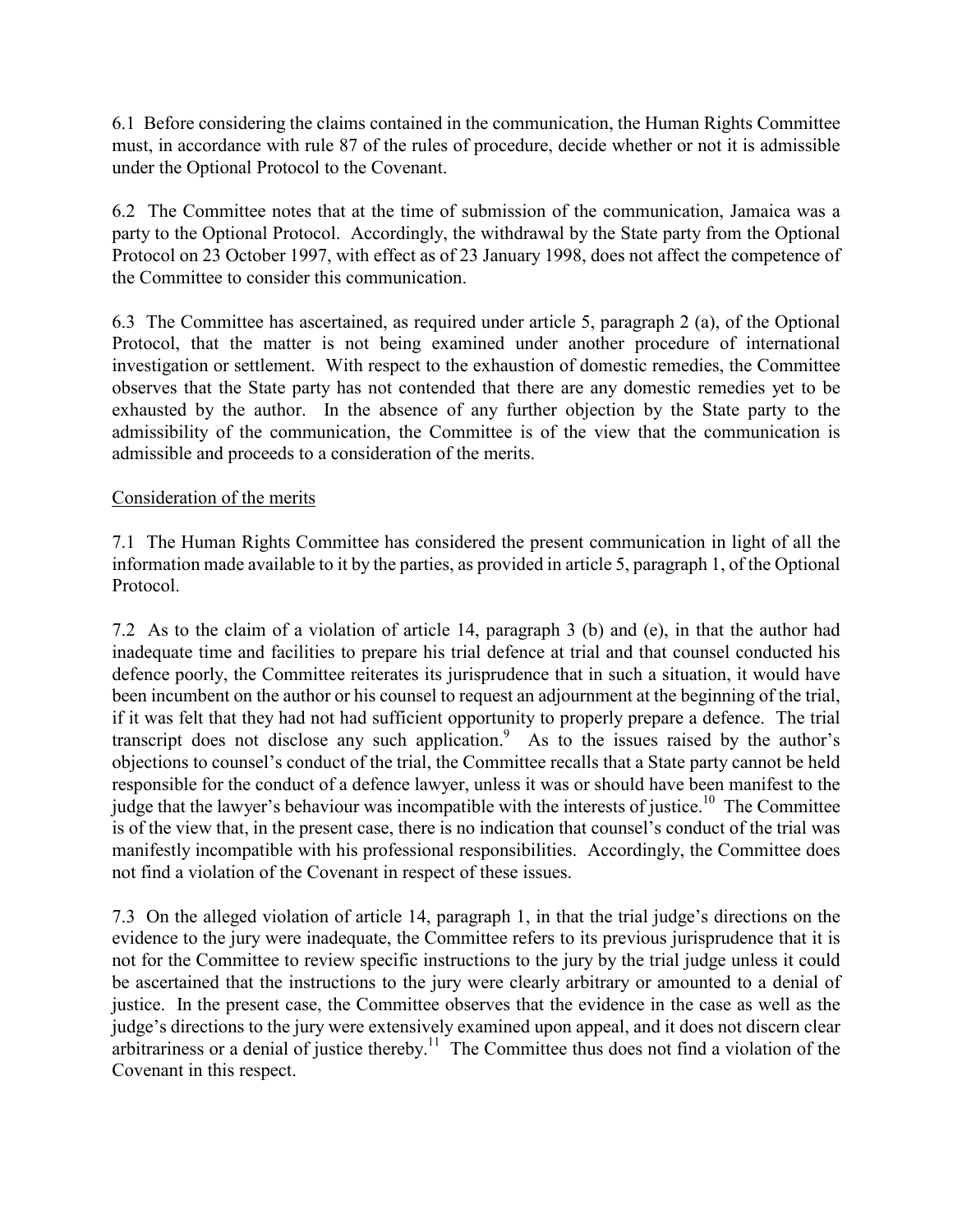6.1 Before considering the claims contained in the communication, the Human Rights Committee must, in accordance with rule 87 of the rules of procedure, decide whether or not it is admissible under the Optional Protocol to the Covenant.

6.2 The Committee notes that at the time of submission of the communication, Jamaica was a party to the Optional Protocol. Accordingly, the withdrawal by the State party from the Optional Protocol on 23 October 1997, with effect as of 23 January 1998, does not affect the competence of the Committee to consider this communication.

6.3 The Committee has ascertained, as required under article 5, paragraph 2 (a), of the Optional Protocol, that the matter is not being examined under another procedure of international investigation or settlement. With respect to the exhaustion of domestic remedies, the Committee observes that the State party has not contended that there are any domestic remedies yet to be exhausted by the author. In the absence of any further objection by the State party to the admissibility of the communication, the Committee is of the view that the communication is admissible and proceeds to a consideration of the merits.

Consideration of the merits

7.1 The Human Rights Committee has considered the present communication in light of all the information made available to it by the parties, as provided in article 5, paragraph 1, of the Optional Protocol.

7.2 As to the claim of a violation of article 14, paragraph 3 (b) and (e), in that the author had inadequate time and facilities to prepare his trial defence at trial and that counsel conducted his defence poorly, the Committee reiterates its jurisprudence that in such a situation, it would have been incumbent on the author or his counsel to request an adjournment at the beginning of the trial, if it was felt that they had not had sufficient opportunity to properly prepare a defence. The trial transcript does not disclose any such application.[9] As to the issues raised by the author's objections to counsel's conduct of the trial, the Committee recalls that a State party cannot be held responsible for the conduct of a defence lawyer, unless it was or should have been manifest to the judge that the lawyer's behaviour was incompatible with the interests of justice.[10] The Committee is of the view that, in the present case, there is no indication that counsel's conduct of the trial was manifestly incompatible with his professional responsibilities. Accordingly, the Committee does not find a violation of the Covenant in respect of these issues.

7.3 On the alleged violation of article 14, paragraph 1, in that the trial judge's directions on the evidence to the jury were inadequate, the Committee refers to its previous jurisprudence that it is not for the Committee to review specific instructions to the jury by the trial judge unless it could be ascertained that the instructions to the jury were clearly arbitrary or amounted to a denial of justice. In the present case, the Committee observes that the evidence in the case as well as the judge's directions to the jury were extensively examined upon appeal, and it does not discern clear arbitrariness or a denial of justice thereby.[11] The Committee thus does not find a violation of the Covenant in this respect.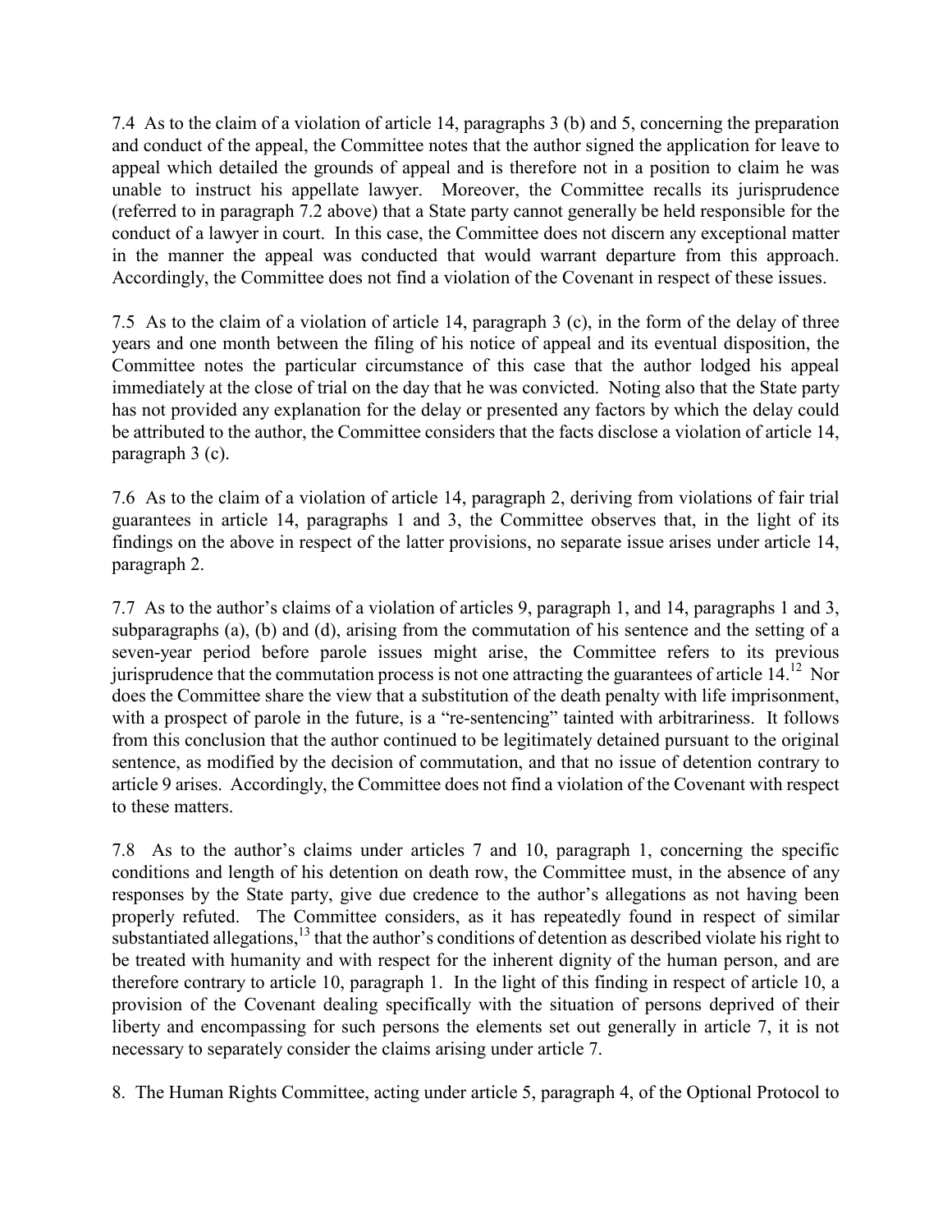7.4 As to the claim of a violation of article 14, paragraphs 3 (b) and 5, concerning the preparation and conduct of the appeal, the Committee notes that the author signed the application for leave to appeal which detailed the grounds of appeal and is therefore not in a position to claim he was unable to instruct his appellate lawyer. Moreover, the Committee recalls its jurisprudence (referred to in paragraph 7.2 above) that a State party cannot generally be held responsible for the conduct of a lawyer in court. In this case, the Committee does not discern any exceptional matter in the manner the appeal was conducted that would warrant departure from this approach. Accordingly, the Committee does not find a violation of the Covenant in respect of these issues.

7.5 As to the claim of a violation of article 14, paragraph 3 (c), in the form of the delay of three years and one month between the filing of his notice of appeal and its eventual disposition, the Committee notes the particular circumstance of this case that the author lodged his appeal immediately at the close of trial on the day that he was convicted. Noting also that the State party has not provided any explanation for the delay or presented any factors by which the delay could be attributed to the author, the Committee considers that the facts disclose a violation of article 14, paragraph 3 (c).

7.6 As to the claim of a violation of article 14, paragraph 2, deriving from violations of fair trial guarantees in article 14, paragraphs 1 and 3, the Committee observes that, in the light of its findings on the above in respect of the latter provisions, no separate issue arises under article 14, paragraph 2.

7.7 As to the author's claims of a violation of articles 9, paragraph 1, and 14, paragraphs 1 and 3, subparagraphs (a), (b) and (d), arising from the commutation of his sentence and the setting of a seven-year period before parole issues might arise, the Committee refers to its previous jurisprudence that the commutation process is not one attracting the guarantees of article 14.[12] Nor does the Committee share the view that a substitution of the death penalty with life imprisonment, with a prospect of parole in the future, is a "re-sentencing" tainted with arbitrariness. It follows from this conclusion that the author continued to be legitimately detained pursuant to the original sentence, as modified by the decision of commutation, and that no issue of detention contrary to article 9 arises. Accordingly, the Committee does not find a violation of the Covenant with respect to these matters.

7.8 As to the author's claims under articles 7 and 10, paragraph 1, concerning the specific conditions and length of his detention on death row, the Committee must, in the absence of any responses by the State party, give due credence to the author's allegations as not having been properly refuted. The Committee considers, as it has repeatedly found in respect of similar substantiated allegations,[13] that the author's conditions of detention as described violate his right to be treated with humanity and with respect for the inherent dignity of the human person, and are therefore contrary to article 10, paragraph 1. In the light of this finding in respect of article 10, a provision of the Covenant dealing specifically with the situation of persons deprived of their liberty and encompassing for such persons the elements set out generally in article 7, it is not necessary to separately consider the claims arising under article 7.

8. The Human Rights Committee, acting under article 5, paragraph 4, of the Optional Protocol to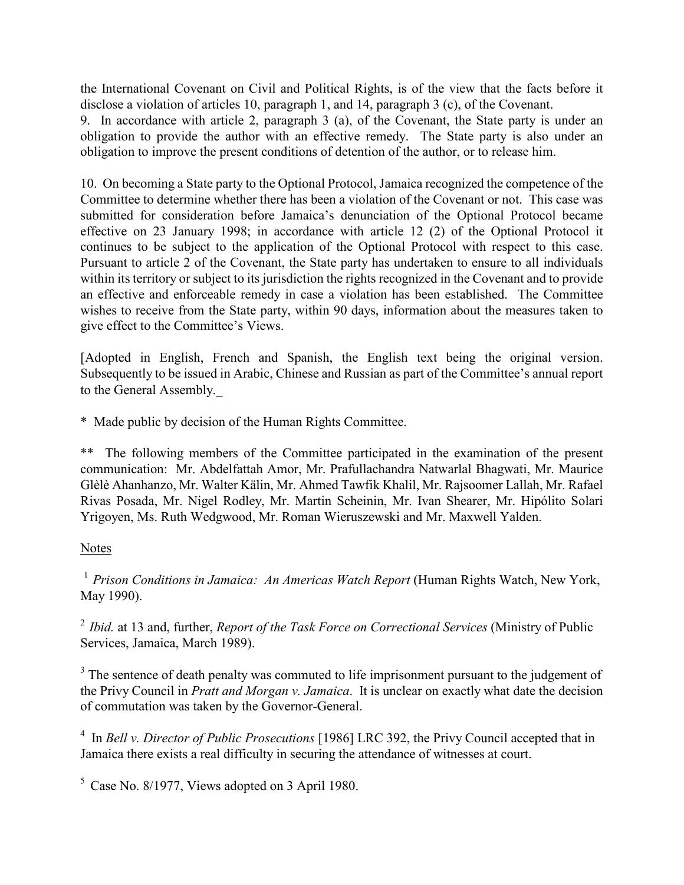the International Covenant on Civil and Political Rights, is of the view that the facts before it disclose a violation of articles 10, paragraph 1, and 14, paragraph 3 (c), of the Covenant.

9. In accordance with article 2, paragraph 3 (a), of the Covenant, the State party is under an obligation to provide the author with an effective remedy. The State party is also under an obligation to improve the present conditions of detention of the author, or to release him.

10. On becoming a State party to the Optional Protocol, Jamaica recognized the competence of the Committee to determine whether there has been a violation of the Covenant or not. This case was submitted for consideration before Jamaica's denunciation of the Optional Protocol became effective on 23 January 1998; in accordance with article 12 (2) of the Optional Protocol it continues to be subject to the application of the Optional Protocol with respect to this case. Pursuant to article 2 of the Covenant, the State party has undertaken to ensure to all individuals within its territory or subject to its jurisdiction the rights recognized in the Covenant and to provide an effective and enforceable remedy in case a violation has been established. The Committee wishes to receive from the State party, within 90 days, information about the measures taken to give effect to the Committee's Views.

[Adopted in English, French and Spanish, the English text being the original version. Subsequently to be issued in Arabic, Chinese and Russian as part of the Committee's annual report to the General Assembly._

\* Made public by decision of the Human Rights Committee.

\*\* The following members of the Committee participated in the examination of the present communication: Mr. Abdelfattah Amor, Mr. Prafullachandra Natwarlal Bhagwati, Mr. Maurice Glèlè Ahanhanzo, Mr. Walter Kälin, Mr. Ahmed Tawfik Khalil, Mr. Rajsoomer Lallah, Mr. Rafael Rivas Posada, Mr. Nigel Rodley, Mr. Martin Scheinin, Mr. Ivan Shearer, Mr. Hipólito Solari Yrigoyen, Ms. Ruth Wedgwood, Mr. Roman Wieruszewski and Mr. Maxwell Yalden.

Notes

[1] *Prison Conditions in Jamaica: An Americas Watch Report* (Human Rights Watch, New York, May 1990).

[2] *Ibid.* at 13 and, further, *Report of the Task Force on Correctional Services* (Ministry of Public Services, Jamaica, March 1989).

[3] The sentence of death penalty was commuted to life imprisonment pursuant to the judgement of the Privy Council in *Pratt and Morgan v. Jamaica*. It is unclear on exactly what date the decision of commutation was taken by the Governor-General.

[4] In *Bell v. Director of Public Prosecutions* [1986] LRC 392, the Privy Council accepted that in Jamaica there exists a real difficulty in securing the attendance of witnesses at court.

[5] Case No. 8/1977, Views adopted on 3 April 1980.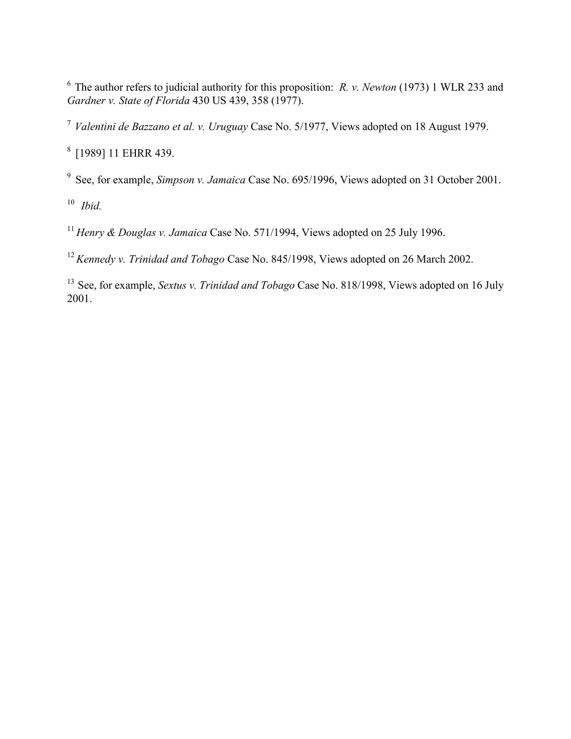[6] The author refers to judicial authority for this proposition: *R. v. Newton* (1973) 1 WLR 233 and *Gardner v. State of Florida* 430 US 439, 358 (1977).

[7] *Valentini de Bazzano et al. v. Uruguay* Case No. 5/1977, Views adopted on 18 August 1979.

[8] [1989] 11 EHRR 439.

[9] See, for example, *Simpson v. Jamaica* Case No. 695/1996, Views adopted on 31 October 2001.

[10] *Ibid.*

[11] *Henry & Douglas v. Jamaica* Case No. 571/1994, Views adopted on 25 July 1996.

[12] *Kennedy v. Trinidad and Tobago* Case No. 845/1998, Views adopted on 26 March 2002.

[13] See, for example, *Sextus v. Trinidad and Tobago* Case No. 818/1998, Views adopted on 16 July 2001.